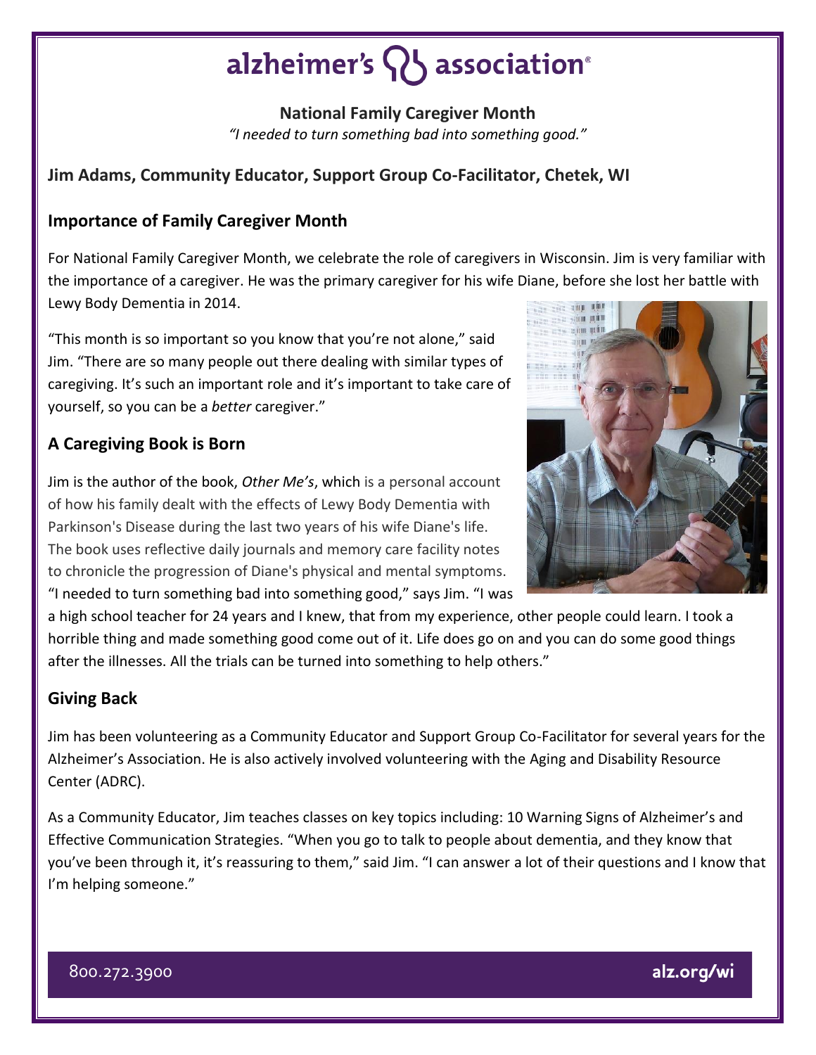# alzheimer's association

**National Family Caregiver Month**

*"I needed to turn something bad into something good."*

## Jim Adams, Community Educator, Support Group Co-Facilitator, Chetek, WI

### Importance of Family Caregiver Month

For National Family Caregiver Month, we celebrate the role of caregivers in Wisconsin. Jim is very familiar with the importance of a caregiver. He was the primary caregiver for his wife Diane, before she lost her battle with Lewy Body Dementia in 2014.

"This month is so important so you know that you're not alone," said Jim. "There are so many people out there dealing with similar types of caregiving. It's such an important role and it's important to take care of yourself, so you can be a *better* caregiver."

### A Caregiving Book is Born

Jim is the author of the book, *Other Me's*, which is a personal account of how his family dealt with the effects of Lewy Body Dementia with Parkinson's Disease during the last two years of his wife Diane's life. The book uses reflective daily journals and memory care facility notes to chronicle the progression of Diane's physical and mental symptoms. "I needed to turn something bad into something good," says Jim. "I was a high school teacher for 24 years and I knew, that from my experience, other people could learn. I took a horrible thing and made something good come out of it. Life does go on and you can do some good things after the illnesses. All the trials can be turned into something to help others."

### Giving Back

Jim has been volunteering as a Community Educator and Support Group Co-Facilitator for several years for the Alzheimer's Association. He is also actively involved volunteering with the Aging and Disability Resource Center (ADRC).

As a Community Educator, Jim teaches classes on key topics including: 10 Warning Signs of Alzheimer's and Effective Communication Strategies. "When you go to talk to people about dementia, and they know that you've been through it, it's reassuring to them," said Jim. "I can answer a lot of their questions and I know that I'm helping someone."

800.272.3900 alz.org/wi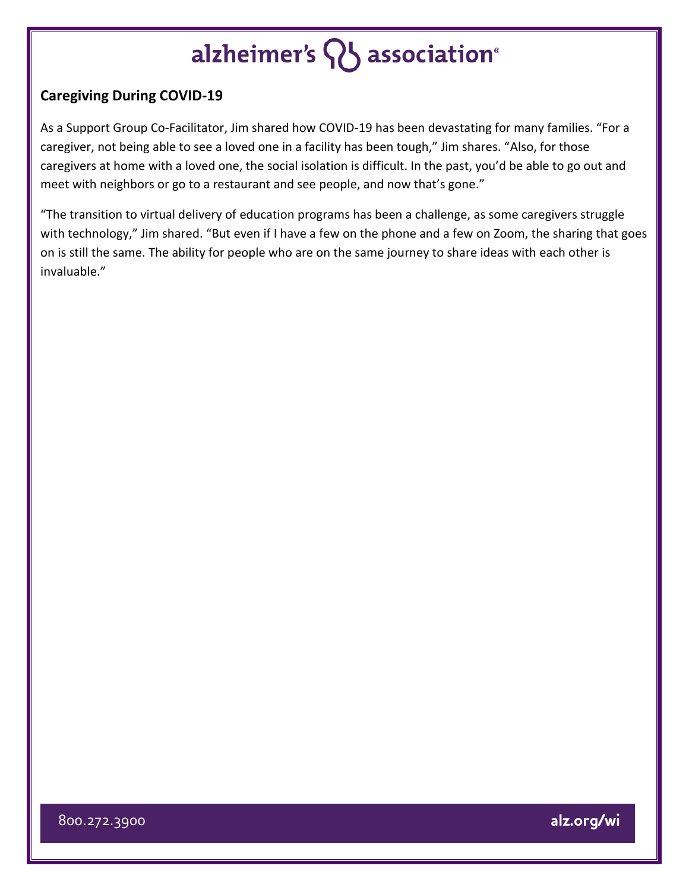## Caregiving During COVID-19

As a Support Group Co-Facilitator, Jim shared how COVID-19 has been devastating for many families. “For a caregiver, not being able to see a loved one in a facility has been tough,” Jim shares. “Also, for those caregivers at home with a loved one, the social isolation is difficult. In the past, you’d be able to go out and meet with neighbors or go to a restaurant and see people, and now that’s gone.”

“The transition to virtual delivery of education programs has been a challenge, as some caregivers struggle with technology,” Jim shared. “But even if I have a few on the phone and a few on Zoom, the sharing that goes on is still the same. The ability for people who are on the same journey to share ideas with each other is invaluable.”